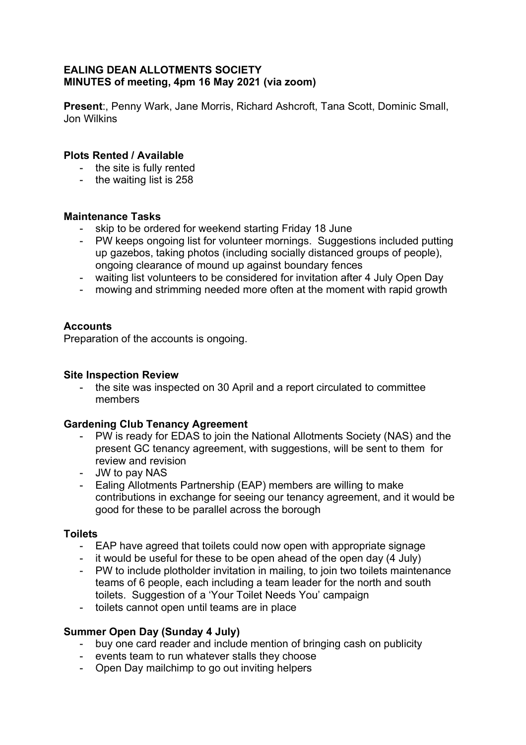**EALING DEAN ALLOTMENTS SOCIETY**
**MINUTES of meeting, 4pm 16 May 2021 (via zoom)**

**Present**:, Penny Wark, Jane Morris, Richard Ashcroft, Tana Scott, Dominic Small, Jon Wilkins

**Plots Rented / Available**

- the site is fully rented
- the waiting list is 258

**Maintenance Tasks**

- skip to be ordered for weekend starting Friday 18 June
- PW keeps ongoing list for volunteer mornings. Suggestions included putting up gazebos, taking photos (including socially distanced groups of people), ongoing clearance of mound up against boundary fences
- waiting list volunteers to be considered for invitation after 4 July Open Day
- mowing and strimming needed more often at the moment with rapid growth

**Accounts**

Preparation of the accounts is ongoing.

**Site Inspection Review**

- the site was inspected on 30 April and a report circulated to committee members

**Gardening Club Tenancy Agreement**

- PW is ready for EDAS to join the National Allotments Society (NAS) and the present GC tenancy agreement, with suggestions, will be sent to them for review and revision
- JW to pay NAS
- Ealing Allotments Partnership (EAP) members are willing to make contributions in exchange for seeing our tenancy agreement, and it would be good for these to be parallel across the borough

**Toilets**

- EAP have agreed that toilets could now open with appropriate signage
- it would be useful for these to be open ahead of the open day (4 July)
- PW to include plotholder invitation in mailing, to join two toilets maintenance teams of 6 people, each including a team leader for the north and south toilets. Suggestion of a 'Your Toilet Needs You' campaign
- toilets cannot open until teams are in place

**Summer Open Day (Sunday 4 July)**

- buy one card reader and include mention of bringing cash on publicity
- events team to run whatever stalls they choose
- Open Day mailchimp to go out inviting helpers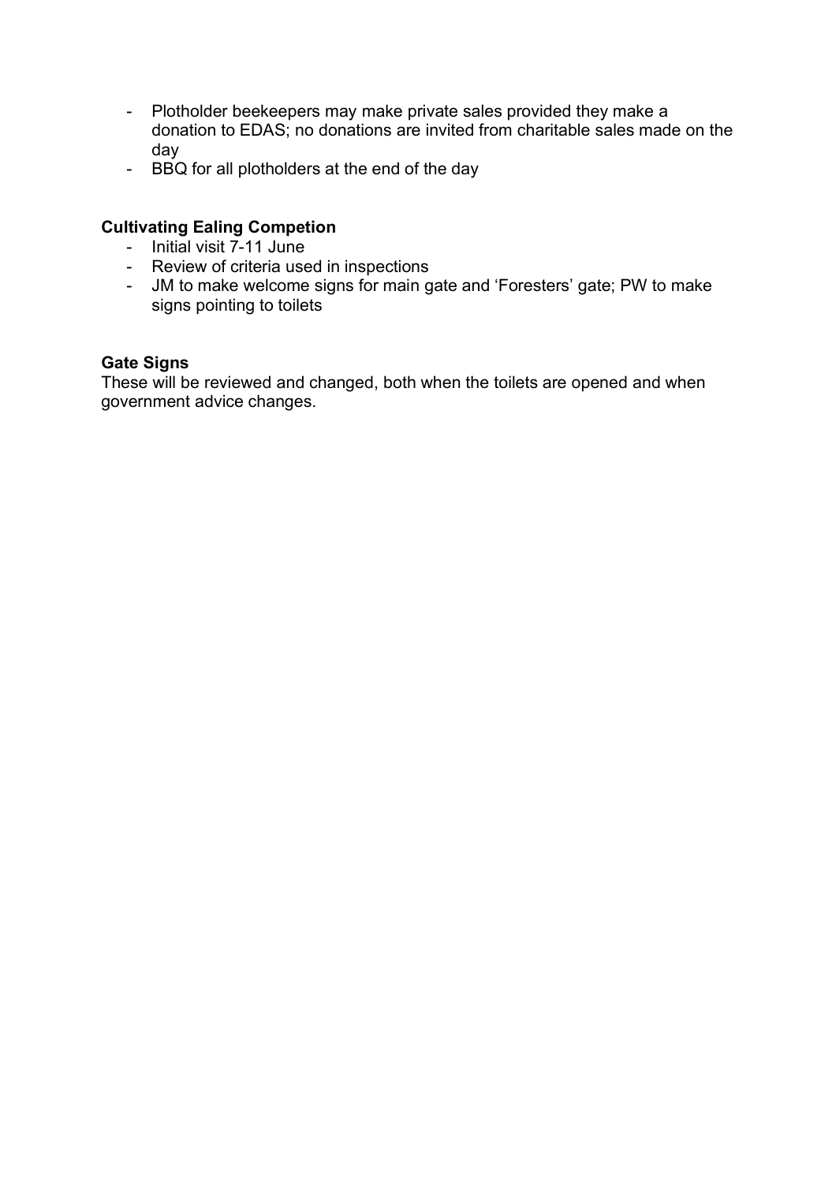- Plotholder beekeepers may make private sales provided they make a donation to EDAS; no donations are invited from charitable sales made on the day
- BBQ for all plotholders at the end of the day

**Cultivating Ealing Competion**

- Initial visit 7-11 June
- Review of criteria used in inspections
- JM to make welcome signs for main gate and 'Foresters' gate; PW to make signs pointing to toilets

**Gate Signs**

These will be reviewed and changed, both when the toilets are opened and when government advice changes.